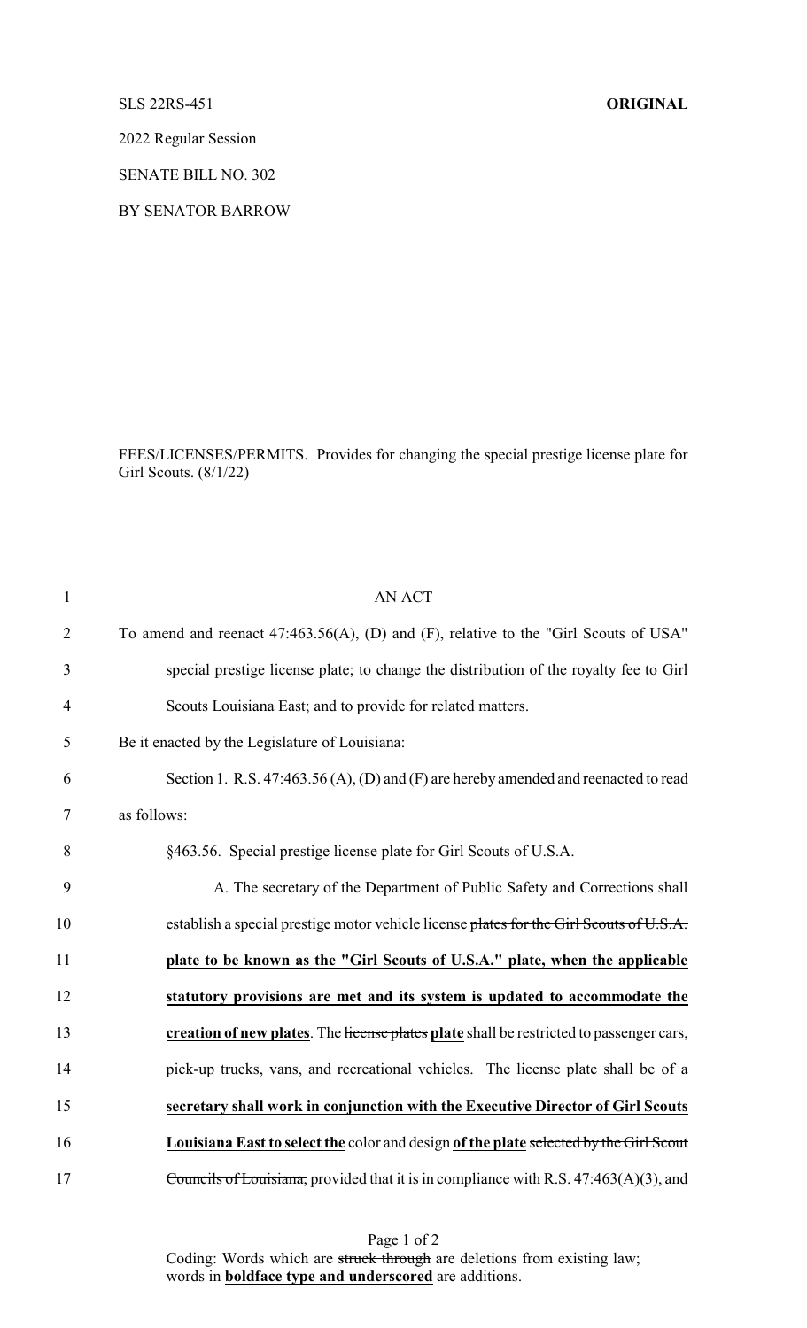SLS 22RS-451 **ORIGINAL**

2022 Regular Session

SENATE BILL NO. 302

BY SENATOR BARROW

FEES/LICENSES/PERMITS. Provides for changing the special prestige license plate for Girl Scouts. (8/1/22)

1 AN ACT

2 To amend and reenact 47:463.56(A), (D) and (F), relative to the "Girl Scouts of USA"

3 special prestige license plate; to change the distribution of the royalty fee to Girl

4 Scouts Louisiana East; and to provide for related matters.

5 Be it enacted by the Legislature of Louisiana:

6 Section 1. R.S. 47:463.56 (A), (D) and (F) are hereby amended and reenacted to read

7 as follows:

8 §463.56. Special prestige license plate for Girl Scouts of U.S.A.

9 A. The secretary of the Department of Public Safety and Corrections shall

10 establish a special prestige motor vehicle license ~~plates for the Girl Scouts of U.S.A.~~

11 **plate to be known as the "Girl Scouts of U.S.A." plate, when the applicable**

12 **statutory provisions are met and its system is updated to accommodate the**

13 **creation of new plates**. The ~~license plates~~ **plate** shall be restricted to passenger cars,

14 pick-up trucks, vans, and recreational vehicles. The ~~license plate shall be of a~~

15 **secretary shall work in conjunction with the Executive Director of Girl Scouts**

16 **Louisiana East to select the** color and design **of the plate** ~~selected by the Girl Scout~~

17 ~~Councils of Louisiana,~~ provided that it is in compliance with R.S. 47:463(A)(3), and

Coding: Words which are ~~struck through~~ are deletions from existing law; words in **boldface type and underscored** are additions.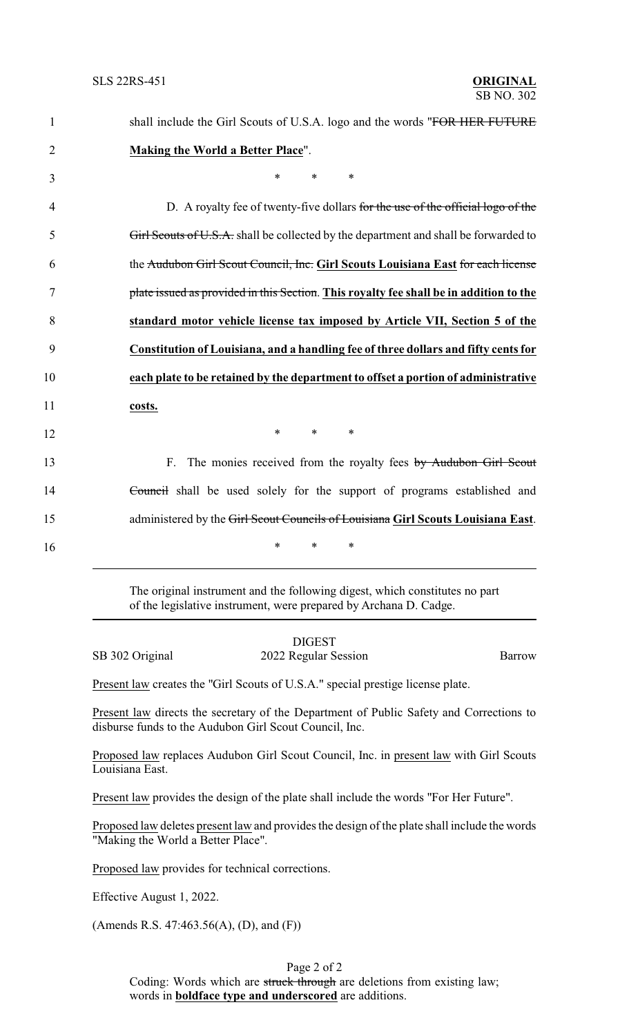shall include the Girl Scouts of U.S.A. logo and the words "~~FOR HER FUTURE~~ **Making the World a Better Place**".

\* \* \*

D. A royalty fee of twenty-five dollars ~~for the use of the official logo of the Girl Scouts of U.S.A.~~ shall be collected by the department and shall be forwarded to the ~~Audubon Girl Scout Council, Inc.~~ **Girl Scouts Louisiana East** ~~for each license plate issued as provided in this Section~~. **This royalty fee shall be in addition to the standard motor vehicle license tax imposed by Article VII, Section 5 of the Constitution of Louisiana, and a handling fee of three dollars and fifty cents for each plate to be retained by the department to offset a portion of administrative costs.**

\* \* \*

F. The monies received from the royalty fees ~~by Audubon Girl Scout Council~~ shall be used solely for the support of programs established and administered by the ~~Girl Scout Councils of Louisiana~~ **Girl Scouts Louisiana East**.

\* \* \*

---

The original instrument and the following digest, which constitutes no part of the legislative instrument, were prepared by Archana D. Cadge.

---

DIGEST

SB 302 Original — 2022 Regular Session — Barrow

Present law creates the "Girl Scouts of U.S.A." special prestige license plate.

Present law directs the secretary of the Department of Public Safety and Corrections to disburse funds to the Audubon Girl Scout Council, Inc.

Proposed law replaces Audubon Girl Scout Council, Inc. in present law with Girl Scouts Louisiana East.

Present law provides the design of the plate shall include the words "For Her Future".

Proposed law deletes present law and provides the design of the plate shall include the words "Making the World a Better Place".

Proposed law provides for technical corrections.

Effective August 1, 2022.

(Amends R.S. 47:463.56(A), (D), and (F))

Coding: Words which are ~~struck through~~ are deletions from existing law; words in **boldface type and underscored** are additions.